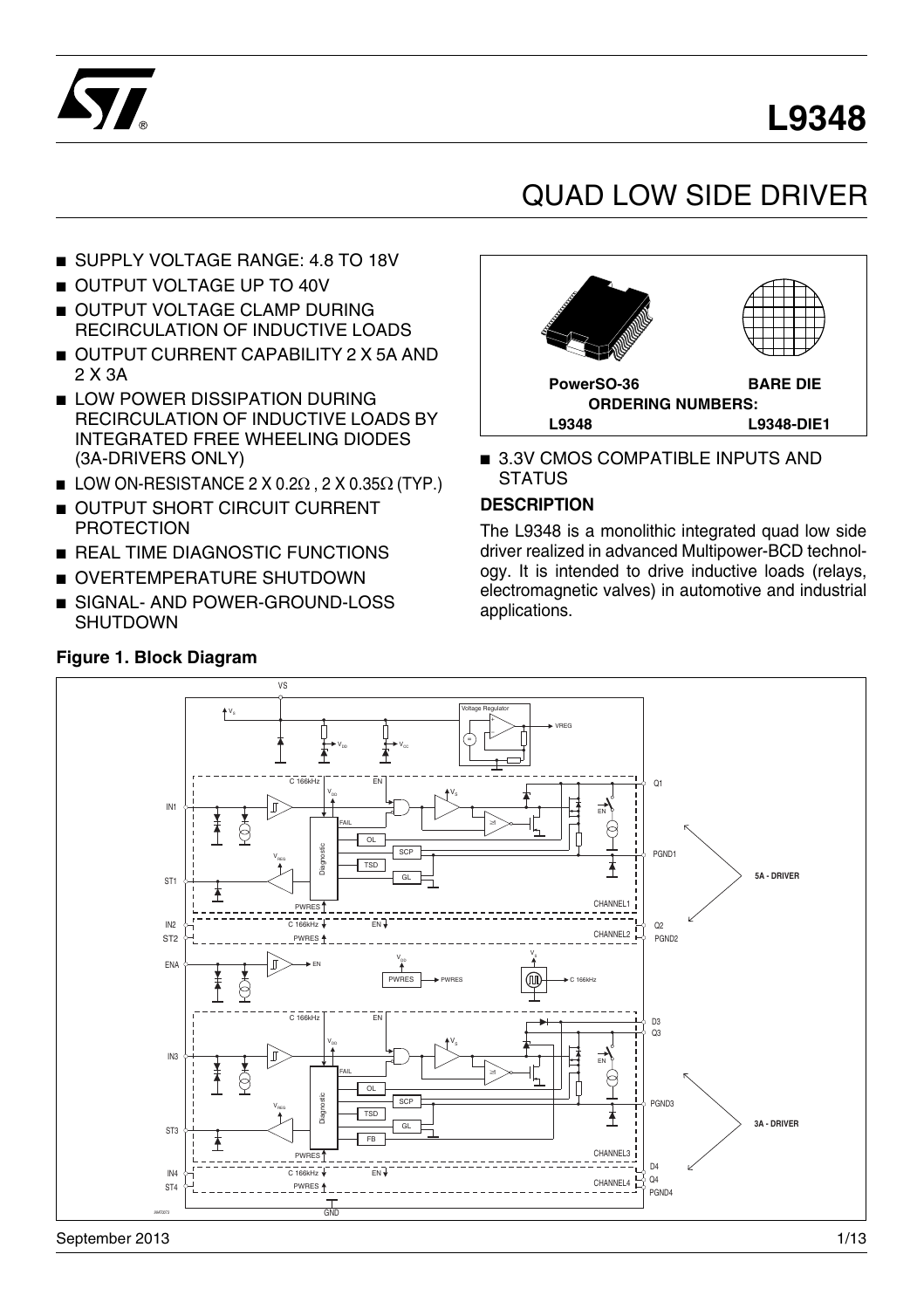# L9348

## QUAD LOW SIDE DRIVER

- SUPPLY VOLTAGE RANGE: 4.8 TO 18V
- OUTPUT VOLTAGE UP TO 40V
- OUTPUT VOLTAGE CLAMP DURING RECIRCULATION OF INDUCTIVE LOADS
- OUTPUT CURRENT CAPABILITY 2 X 5A AND 2 X 3A
- LOW POWER DISSIPATION DURING RECIRCULATION OF INDUCTIVE LOADS BY INTEGRATED FREE WHEELING DIODES (3A-DRIVERS ONLY)
- LOW ON-RESISTANCE 2 X 0.2Ω , 2 X 0.35Ω (TYP.)
- OUTPUT SHORT CIRCUIT CURRENT PROTECTION
- REAL TIME DIAGNOSTIC FUNCTIONS
- OVERTEMPERATURE SHUTDOWN
- SIGNAL- AND POWER-GROUND-LOSS SHUTDOWN

| PowerSO-36 | BARE DIE |
|---|---|
| ORDERING NUMBERS: | |
| L9348 | L9348-DIE1 |

- 3.3V CMOS COMPATIBLE INPUTS AND STATUS

### DESCRIPTION

The L9348 is a monolithic integrated quad low side driver realized in advanced Multipower-BCD technology. It is intended to drive inductive loads (relays, electromagnetic valves) in automotive and industrial applications.

**Figure 1. Block Diagram**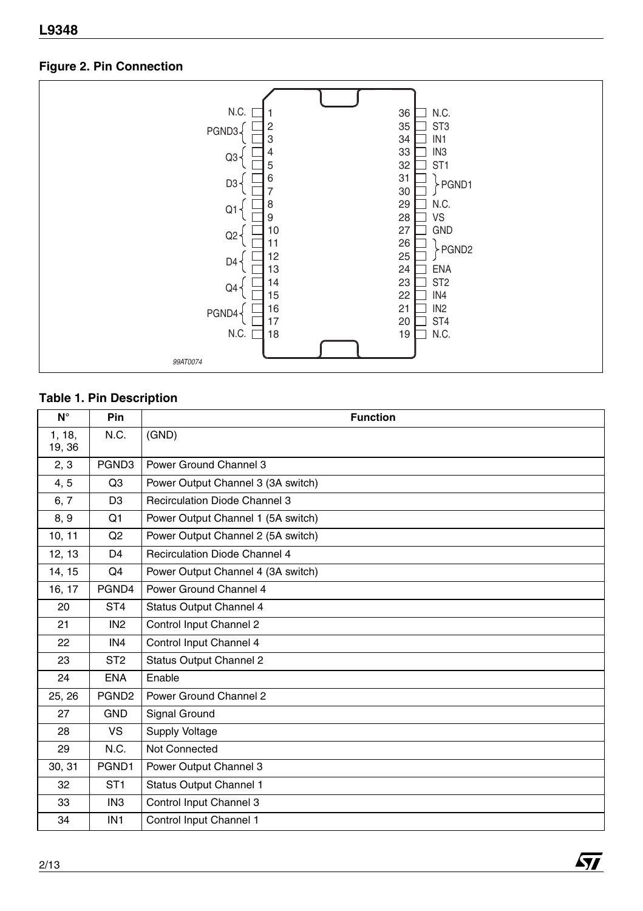**Figure 2. Pin Connection**

| Pin | Name | | Pin | Name |
|---|---|---|---|---|
| 1 | N.C. | | 36 | N.C. |
| 2 | PGND3 | | 35 | ST3 |
| 3 | PGND3 | | 34 | IN1 |
| 4 | Q3 | | 33 | IN3 |
| 5 | Q3 | | 32 | ST1 |
| 6 | D3 | | 31 | PGND1 |
| 7 | D3 | | 30 | PGND1 |
| 8 | Q1 | | 29 | N.C. |
| 9 | Q1 | | 28 | VS |
| 10 | Q2 | | 27 | GND |
| 11 | Q2 | | 26 | PGND2 |
| 12 | D4 | | 25 | PGND2 |
| 13 | D4 | | 24 | ENA |
| 14 | Q4 | | 23 | ST2 |
| 15 | Q4 | | 22 | IN4 |
| 16 | PGND4 | | 21 | IN2 |
| 17 | PGND4 | | 20 | ST4 |
| 18 | N.C. | | 19 | N.C. |

99AT0074

**Table 1. Pin Description**

| N° | Pin | Function |
|---|---|---|
| 1, 18, 19, 36 | N.C. | (GND) |
| 2, 3 | PGND3 | Power Ground Channel 3 |
| 4, 5 | Q3 | Power Output Channel 3 (3A switch) |
| 6, 7 | D3 | Recirculation Diode Channel 3 |
| 8, 9 | Q1 | Power Output Channel 1 (5A switch) |
| 10, 11 | Q2 | Power Output Channel 2 (5A switch) |
| 12, 13 | D4 | Recirculation Diode Channel 4 |
| 14, 15 | Q4 | Power Output Channel 4 (3A switch) |
| 16, 17 | PGND4 | Power Ground Channel 4 |
| 20 | ST4 | Status Output Channel 4 |
| 21 | IN2 | Control Input Channel 2 |
| 22 | IN4 | Control Input Channel 4 |
| 23 | ST2 | Status Output Channel 2 |
| 24 | ENA | Enable |
| 25, 26 | PGND2 | Power Ground Channel 2 |
| 27 | GND | Signal Ground |
| 28 | VS | Supply Voltage |
| 29 | N.C. | Not Connected |
| 30, 31 | PGND1 | Power Output Channel 3 |
| 32 | ST1 | Status Output Channel 1 |
| 33 | IN3 | Control Input Channel 3 |
| 34 | IN1 | Control Input Channel 1 |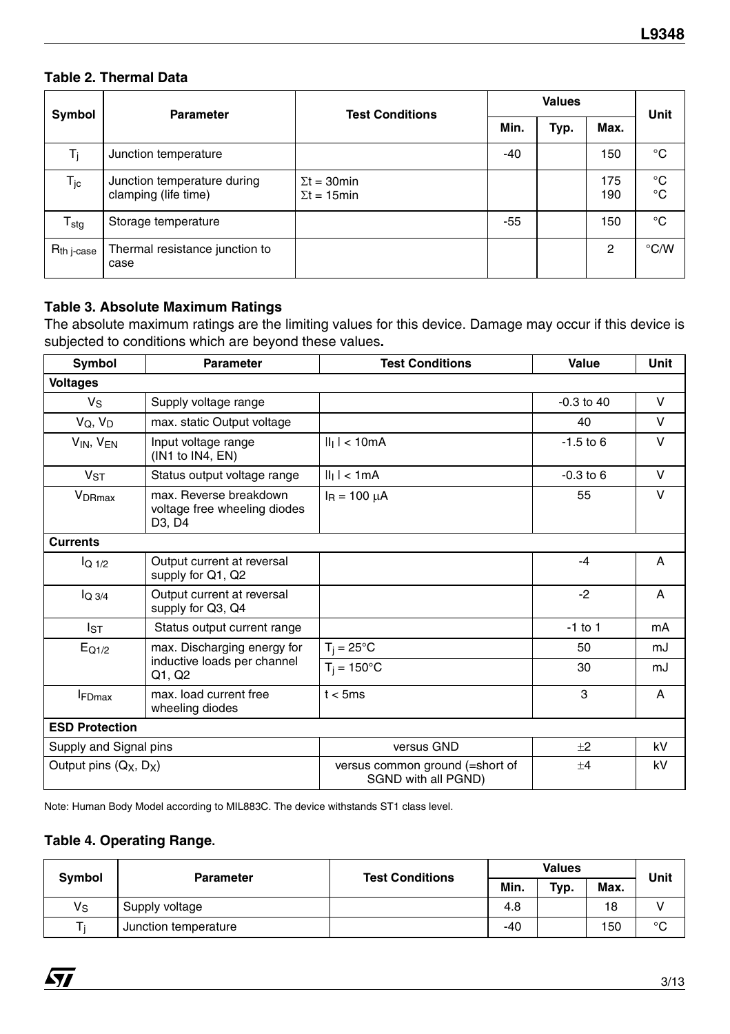### Table 2. Thermal Data

| Symbol | Parameter | Test Conditions | Values | | | Unit |
|---|---|---|---|---|---|---|
| | | | Min. | Typ. | Max. | |
| $T_j$ | Junction temperature | | -40 | | 150 | °C |
| $T_{jc}$ | Junction temperature during clamping (life time) | $\Sigma t = 30min$<br>$\Sigma t = 15min$ | | | 175<br>190 | °C<br>°C |
| $T_{stg}$ | Storage temperature | | -55 | | 150 | °C |
| $R_{th\ j\text{-}case}$ | Thermal resistance junction to case | | | | 2 | °C/W |

### Table 3. Absolute Maximum Ratings

The absolute maximum ratings are the limiting values for this device. Damage may occur if this device is subjected to conditions which are beyond these values**.**

| Symbol | Parameter | Test Conditions | Value | Unit |
|---|---|---|---|---|
| **Voltages** | | | | |
| $V_S$ | Supply voltage range | | -0.3 to 40 | V |
| $V_Q$, $V_D$ | max. static Output voltage | | 40 | V |
| $V_{IN}$, $V_{EN}$ | Input voltage range (IN1 to IN4, EN) | $\|I_I\| < 10mA$ | -1.5 to 6 | V |
| $V_{ST}$ | Status output voltage range | $\|I_I\| < 1mA$ | -0.3 to 6 | V |
| $V_{DRmax}$ | max. Reverse breakdown voltage free wheeling diodes D3, D4 | $I_R = 100\ \mu A$ | 55 | V |
| **Currents** | | | | |
| $I_{Q\ 1/2}$ | Output current at reversal supply for Q1, Q2 | | -4 | A |
| $I_{Q\ 3/4}$ | Output current at reversal supply for Q3, Q4 | | -2 | A |
| $I_{ST}$ | Status output current range | | -1 to 1 | mA |
| $E_{Q1/2}$ | max. Discharging energy for inductive loads per channel Q1, Q2 | $T_j = 25°C$ | 50 | mJ |
| | | $T_j = 150°C$ | 30 | mJ |
| $I_{FDmax}$ | max. load current free wheeling diodes | t < 5ms | 3 | A |
| **ESD Protection** | | | | |
| Supply and Signal pins | | versus GND | ±2 | kV |
| Output pins ($Q_X$, $D_X$) | | versus common ground (=short of SGND with all PGND) | ±4 | kV |

Note: Human Body Model according to MIL883C. The device withstands ST1 class level.

### Table 4. Operating Range.

| Symbol | Parameter | Test Conditions | Values | | | Unit |
|---|---|---|---|---|---|---|
| | | | Min. | Typ. | Max. | |
| $V_S$ | Supply voltage | | 4.8 | | 18 | V |
| $T_j$ | Junction temperature | | -40 | | 150 | °C |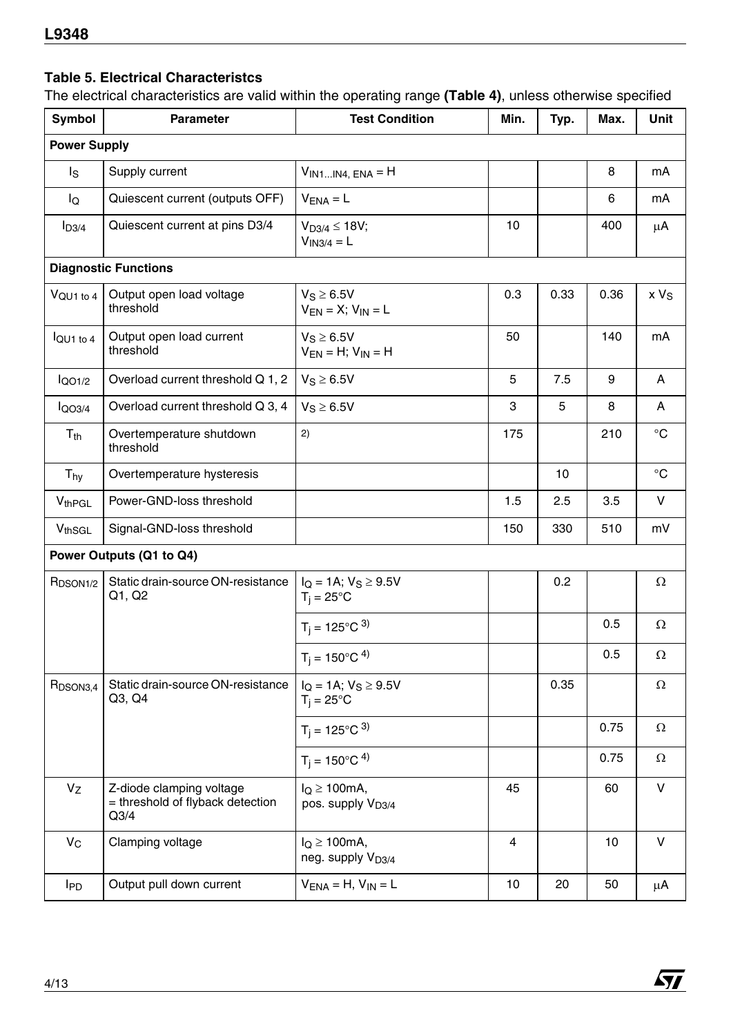**Table 5. Electrical Characteristcs**

The electrical characteristics are valid within the operating range **(Table 4)**, unless otherwise specified

| Symbol | Parameter | Test Condition | Min. | Typ. | Max. | Unit |
|---|---|---|---|---|---|---|
| **Power Supply** | | | | | | |
| $I_S$ | Supply current | $V_{IN1...IN4,\ ENA} = H$ | | | 8 | mA |
| $I_Q$ | Quiescent current (outputs OFF) | $V_{ENA} = L$ | | | 6 | mA |
| $I_{D3/4}$ | Quiescent current at pins D3/4 | $V_{D3/4} \leq 18V$; $V_{IN3/4} = L$ | 10 | | 400 | μA |
| **Diagnostic Functions** | | | | | | |
| $V_{QU1\ to\ 4}$ | Output open load voltage threshold | $V_S \geq 6.5V$ $V_{EN} = X$; $V_{IN} = L$ | 0.3 | 0.33 | 0.36 | x $V_S$ |
| $I_{QU1\ to\ 4}$ | Output open load current threshold | $V_S \geq 6.5V$ $V_{EN} = H$; $V_{IN} = H$ | 50 | | 140 | mA |
| $I_{QO1/2}$ | Overload current threshold Q 1, 2 | $V_S \geq 6.5V$ | 5 | 7.5 | 9 | A |
| $I_{QO3/4}$ | Overload current threshold Q 3, 4 | $V_S \geq 6.5V$ | 3 | 5 | 8 | A |
| $T_{th}$ | Overtemperature shutdown threshold | 2) | 175 | | 210 | °C |
| $T_{hy}$ | Overtemperature hysteresis | | | 10 | | °C |
| $V_{thPGL}$ | Power-GND-loss threshold | | 1.5 | 2.5 | 3.5 | V |
| $V_{thSGL}$ | Signal-GND-loss threshold | | 150 | 330 | 510 | mV |
| **Power Outputs (Q1 to Q4)** | | | | | | |
| $R_{DSON1/2}$ | Static drain-source ON-resistance Q1, Q2 | $I_Q = 1A$; $V_S \geq 9.5V$ $T_j = 25°C$ | | 0.2 | | Ω |
| | | $T_j = 125°C$ 3) | | | 0.5 | Ω |
| | | $T_j = 150°C$ 4) | | | 0.5 | Ω |
| $R_{DSON3,4}$ | Static drain-source ON-resistance Q3, Q4 | $I_Q = 1A$; $V_S \geq 9.5V$ $T_j = 25°C$ | | 0.35 | | Ω |
| | | $T_j = 125°C$ 3) | | | 0.75 | Ω |
| | | $T_j = 150°C$ 4) | | | 0.75 | Ω |
| $V_Z$ | Z-diode clamping voltage = threshold of flyback detection Q3/4 | $I_Q \geq 100mA$, pos. supply $V_{D3/4}$ | 45 | | 60 | V |
| $V_C$ | Clamping voltage | $I_Q \geq 100mA$, neg. supply $V_{D3/4}$ | 4 | | 10 | V |
| $I_{PD}$ | Output pull down current | $V_{ENA} = H$, $V_{IN} = L$ | 10 | 20 | 50 | μA |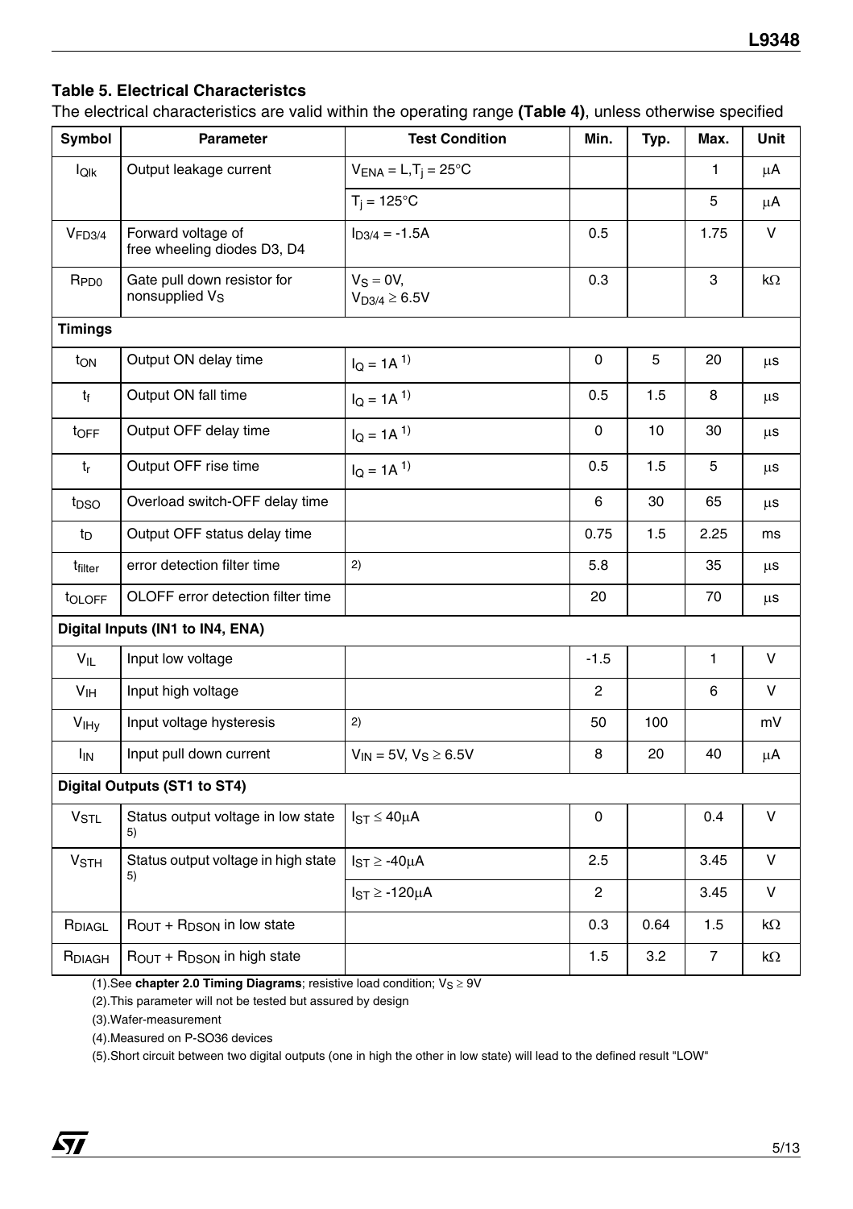### Table 5. Electrical Characteristcs

The electrical characteristics are valid within the operating range **(Table 4)**, unless otherwise specified

| Symbol | Parameter | Test Condition | Min. | Typ. | Max. | Unit |
|---|---|---|---|---|---|---|
| $I_{Qlk}$ | Output leakage current | $V_{ENA} = L, T_j = 25°C$ | | | 1 | μA |
| | | $T_j = 125°C$ | | | 5 | μA |
| $V_{FD3/4}$ | Forward voltage of free wheeling diodes D3, D4 | $I_{D3/4} = -1.5A$ | 0.5 | | 1.75 | V |
| $R_{PD0}$ | Gate pull down resistor for nonsupplied $V_S$ | $V_S = 0V$, $V_{D3/4} \geq 6.5V$ | 0.3 | | 3 | kΩ |
| **Timings** | | | | | | |
| $t_{ON}$ | Output ON delay time | $I_Q = 1A$ 1) | 0 | 5 | 20 | μs |
| $t_f$ | Output ON fall time | $I_Q = 1A$ 1) | 0.5 | 1.5 | 8 | μs |
| $t_{OFF}$ | Output OFF delay time | $I_Q = 1A$ 1) | 0 | 10 | 30 | μs |
| $t_r$ | Output OFF rise time | $I_Q = 1A$ 1) | 0.5 | 1.5 | 5 | μs |
| $t_{DSO}$ | Overload switch-OFF delay time | | 6 | 30 | 65 | μs |
| $t_D$ | Output OFF status delay time | | 0.75 | 1.5 | 2.25 | ms |
| $t_{filter}$ | error detection filter time | 2) | 5.8 | | 35 | μs |
| $t_{OLOFF}$ | OLOFF error detection filter time | | 20 | | 70 | μs |
| **Digital Inputs (IN1 to IN4, ENA)** | | | | | | |
| $V_{IL}$ | Input low voltage | | -1.5 | | 1 | V |
| $V_{IH}$ | Input high voltage | | 2 | | 6 | V |
| $V_{IHy}$ | Input voltage hysteresis | 2) | 50 | 100 | | mV |
| $I_{IN}$ | Input pull down current | $V_{IN} = 5V, V_S \geq 6.5V$ | 8 | 20 | 40 | μA |
| **Digital Outputs (ST1 to ST4)** | | | | | | |
| $V_{STL}$ | Status output voltage in low state 5) | $I_{ST} \leq 40\mu A$ | 0 | | 0.4 | V |
| $V_{STH}$ | Status output voltage in high state 5) | $I_{ST} \geq -40\mu A$ | 2.5 | | 3.45 | V |
| | | $I_{ST} \geq -120\mu A$ | 2 | | 3.45 | V |
| $R_{DIAGL}$ | $R_{OUT} + R_{DSON}$ in low state | | 0.3 | 0.64 | 1.5 | kΩ |
| $R_{DIAGH}$ | $R_{OUT} + R_{DSON}$ in high state | | 1.5 | 3.2 | 7 | kΩ |

(1).See **chapter 2.0 Timing Diagrams**; resistive load condition; $V_S \geq 9V$

(2).This parameter will not be tested but assured by design

(3).Wafer-measurement

(4).Measured on P-SO36 devices

(5).Short circuit between two digital outputs (one in high the other in low state) will lead to the defined result "LOW"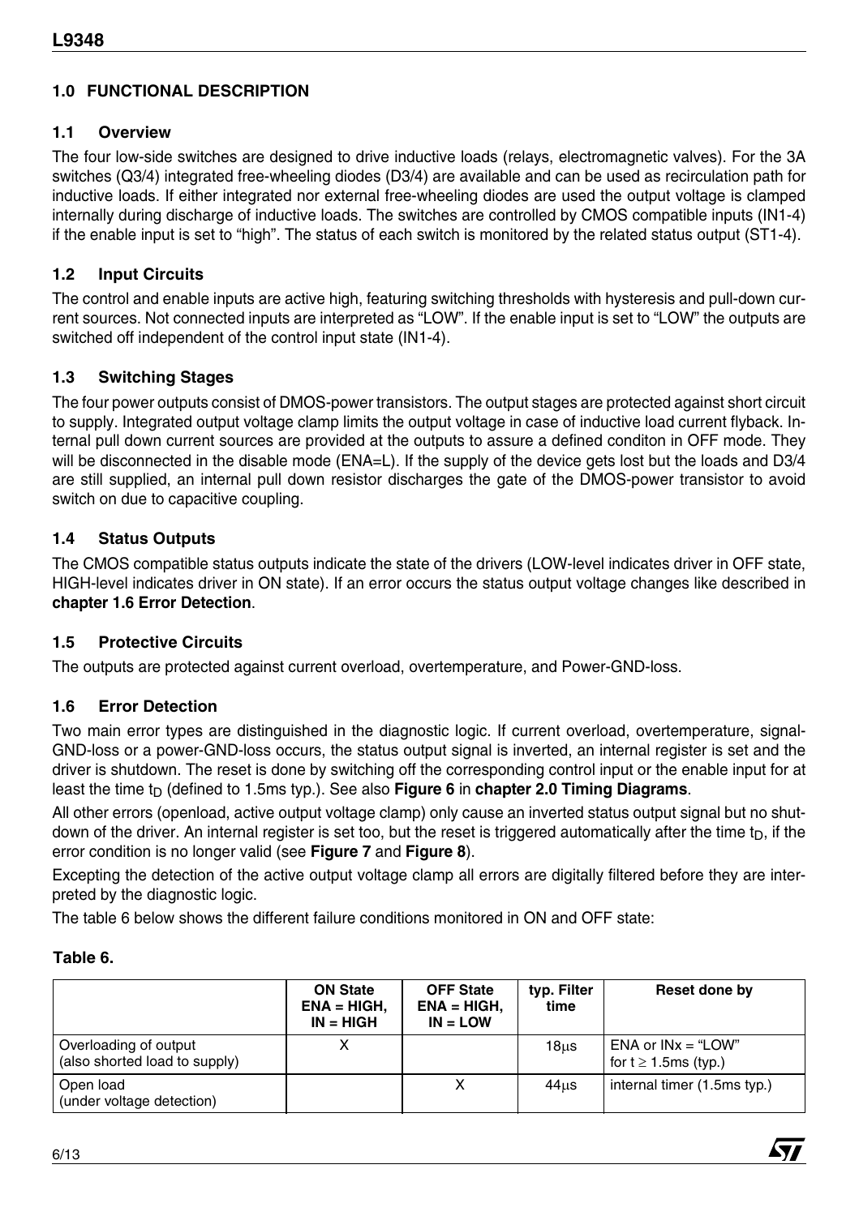## 1.0 FUNCTIONAL DESCRIPTION

### 1.1 Overview

The four low-side switches are designed to drive inductive loads (relays, electromagnetic valves). For the 3A switches (Q3/4) integrated free-wheeling diodes (D3/4) are available and can be used as recirculation path for inductive loads. If either integrated nor external free-wheeling diodes are used the output voltage is clamped internally during discharge of inductive loads. The switches are controlled by CMOS compatible inputs (IN1-4) if the enable input is set to "high". The status of each switch is monitored by the related status output (ST1-4).

### 1.2 Input Circuits

The control and enable inputs are active high, featuring switching thresholds with hysteresis and pull-down current sources. Not connected inputs are interpreted as "LOW". If the enable input is set to "LOW" the outputs are switched off independent of the control input state (IN1-4).

### 1.3 Switching Stages

The four power outputs consist of DMOS-power transistors. The output stages are protected against short circuit to supply. Integrated output voltage clamp limits the output voltage in case of inductive load current flyback. Internal pull down current sources are provided at the outputs to assure a defined conditon in OFF mode. They will be disconnected in the disable mode (ENA=L). If the supply of the device gets lost but the loads and D3/4 are still supplied, an internal pull down resistor discharges the gate of the DMOS-power transistor to avoid switch on due to capacitive coupling.

### 1.4 Status Outputs

The CMOS compatible status outputs indicate the state of the drivers (LOW-level indicates driver in OFF state, HIGH-level indicates driver in ON state). If an error occurs the status output voltage changes like described in **chapter 1.6 Error Detection**.

### 1.5 Protective Circuits

The outputs are protected against current overload, overtemperature, and Power-GND-loss.

### 1.6 Error Detection

Two main error types are distinguished in the diagnostic logic. If current overload, overtemperature, signal-GND-loss or a power-GND-loss occurs, the status output signal is inverted, an internal register is set and the driver is shutdown. The reset is done by switching off the corresponding control input or the enable input for at least the time $t_D$ (defined to 1.5ms typ.). See also **Figure 6** in **chapter 2.0 Timing Diagrams**.

All other errors (openload, active output voltage clamp) only cause an inverted status output signal but no shutdown of the driver. An internal register is set too, but the reset is triggered automatically after the time $t_D$, if the error condition is no longer valid (see **Figure 7** and **Figure 8**).

Excepting the detection of the active output voltage clamp all errors are digitally filtered before they are interpreted by the diagnostic logic.

The table 6 below shows the different failure conditions monitored in ON and OFF state:

**Table 6.**

| | ON State ENA = HIGH, IN = HIGH | OFF State ENA = HIGH, IN = LOW | typ. Filter time | Reset done by |
|---|---|---|---|---|
| Overloading of output (also shorted load to supply) | X | | 18µs | ENA or INx = "LOW" for t ≥ 1.5ms (typ.) |
| Open load (under voltage detection) | | X | 44µs | internal timer (1.5ms typ.) |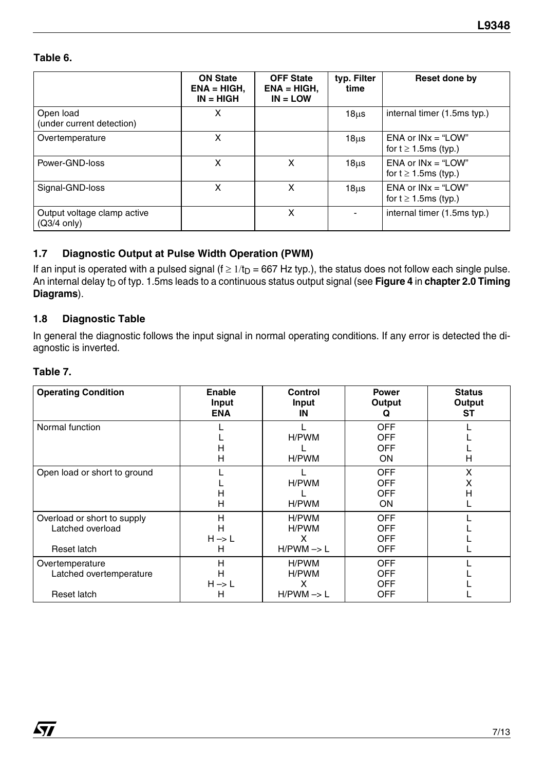**Table 6.**

| | ON State ENA = HIGH, IN = HIGH | OFF State ENA = HIGH, IN = LOW | typ. Filter time | Reset done by |
|---|---|---|---|---|
| Open load (under current detection) | X | | 18µs | internal timer (1.5ms typ.) |
| Overtemperature | X | | 18µs | ENA or INx = "LOW" for t ≥ 1.5ms (typ.) |
| Power-GND-loss | X | X | 18µs | ENA or INx = "LOW" for t ≥ 1.5ms (typ.) |
| Signal-GND-loss | X | X | 18µs | ENA or INx = "LOW" for t ≥ 1.5ms (typ.) |
| Output voltage clamp active (Q3/4 only) | | X | - | internal timer (1.5ms typ.) |

## 1.7 Diagnostic Output at Pulse Width Operation (PWM)

If an input is operated with a pulsed signal ($f \geq 1/t_D$ = 667 Hz typ.), the status does not follow each single pulse. An internal delay $t_D$ of typ. 1.5ms leads to a continuous status output signal (see **Figure 4** in **chapter 2.0 Timing Diagrams**).

## 1.8 Diagnostic Table

In general the diagnostic follows the input signal in normal operating conditions. If any error is detected the diagnostic is inverted.

**Table 7.**

| Operating Condition | Enable Input ENA | Control Input IN | Power Output Q | Status Output ST |
|---|---|---|---|---|
| Normal function | L | L | OFF | L |
| | L | H/PWM | OFF | L |
| | H | L | OFF | L |
| | H | H/PWM | ON | H |
| Open load or short to ground | L | L | OFF | X |
| | L | H/PWM | OFF | X |
| | H | L | OFF | H |
| | H | H/PWM | ON | L |
| Overload or short to supply | H | H/PWM | OFF | L |
| Latched overload | H | H/PWM | OFF | L |
| | H –> L | X | OFF | L |
| Reset latch | H | H/PWM –> L | OFF | L |
| Overtemperature | H | H/PWM | OFF | L |
| Latched overtemperature | H | H/PWM | OFF | L |
| | H –> L | X | OFF | L |
| Reset latch | H | H/PWM –> L | OFF | L |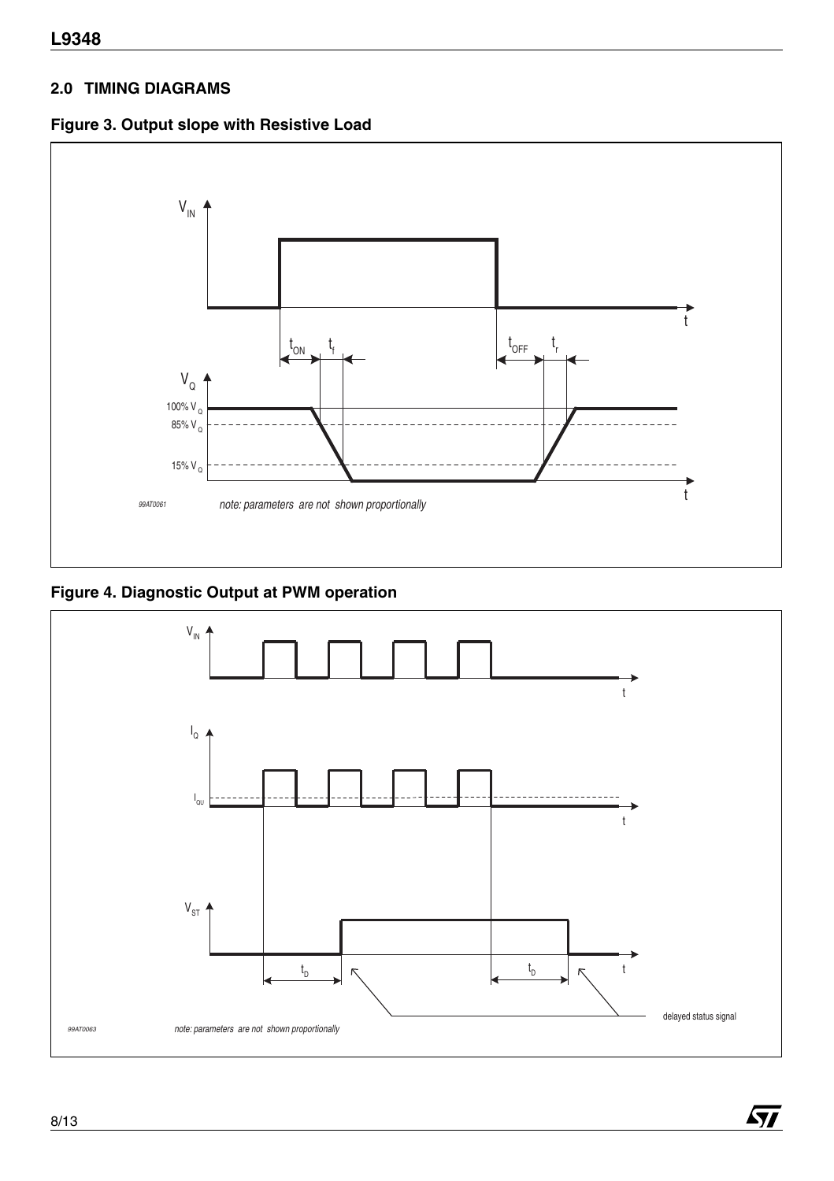## 2.0 TIMING DIAGRAMS

**Figure 3. Output slope with Resistive Load**

**Figure 4. Diagnostic Output at PWM operation**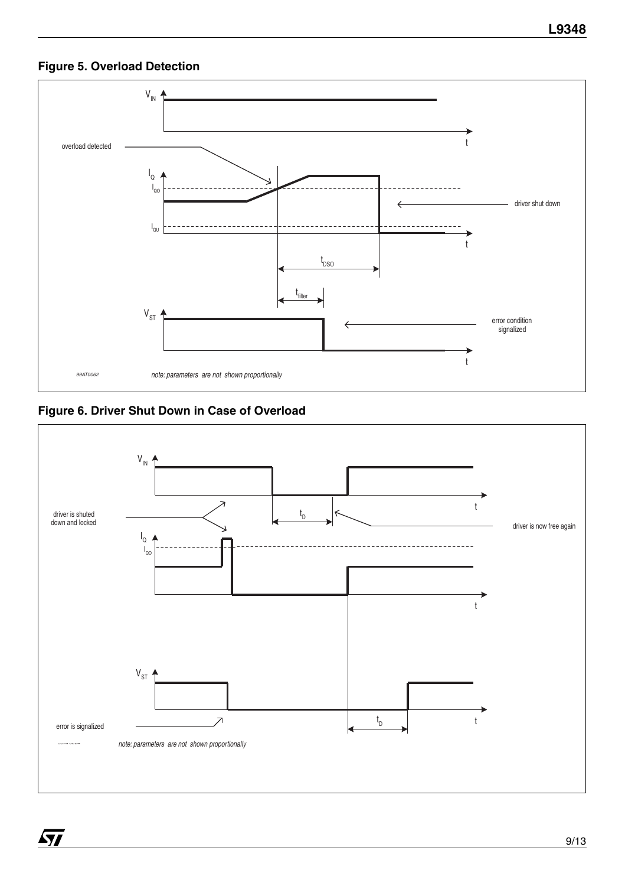**Figure 5. Overload Detection**

**Figure 6. Driver Shut Down in Case of Overload**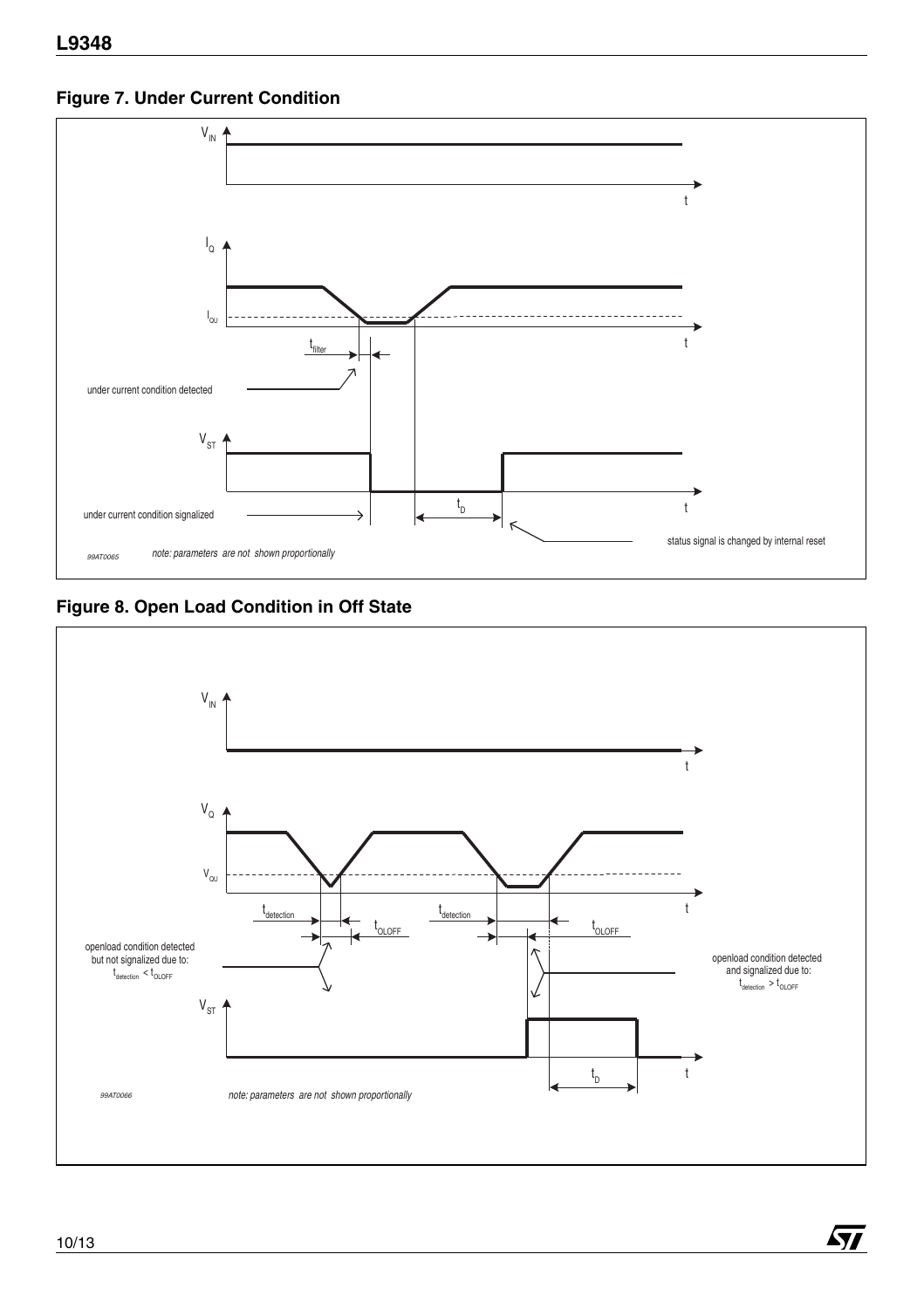## Figure 7. Under Current Condition

$V_{IN}$

$I_Q$

$I_{QU}$

$t_{filter}$

under current condition detected

$V_{ST}$

under current condition signalized

$t_D$

status signal is changed by internal reset

99AT0065

*note: parameters are not shown proportionally*

## Figure 8. Open Load Condition in Off State

$V_{IN}$

$V_Q$

$V_{QU}$

$t_{detection}$ $t_{OLOFF}$ $t_{detection}$ $t_{OLOFF}$

openload condition detected but not signalized due to: $t_{detection} < t_{OLOFF}$

openload condition detected and signalized due to: $t_{detection} > t_{OLOFF}$

$V_{ST}$

$t_D$

99AT0066

*note: parameters are not shown proportionally*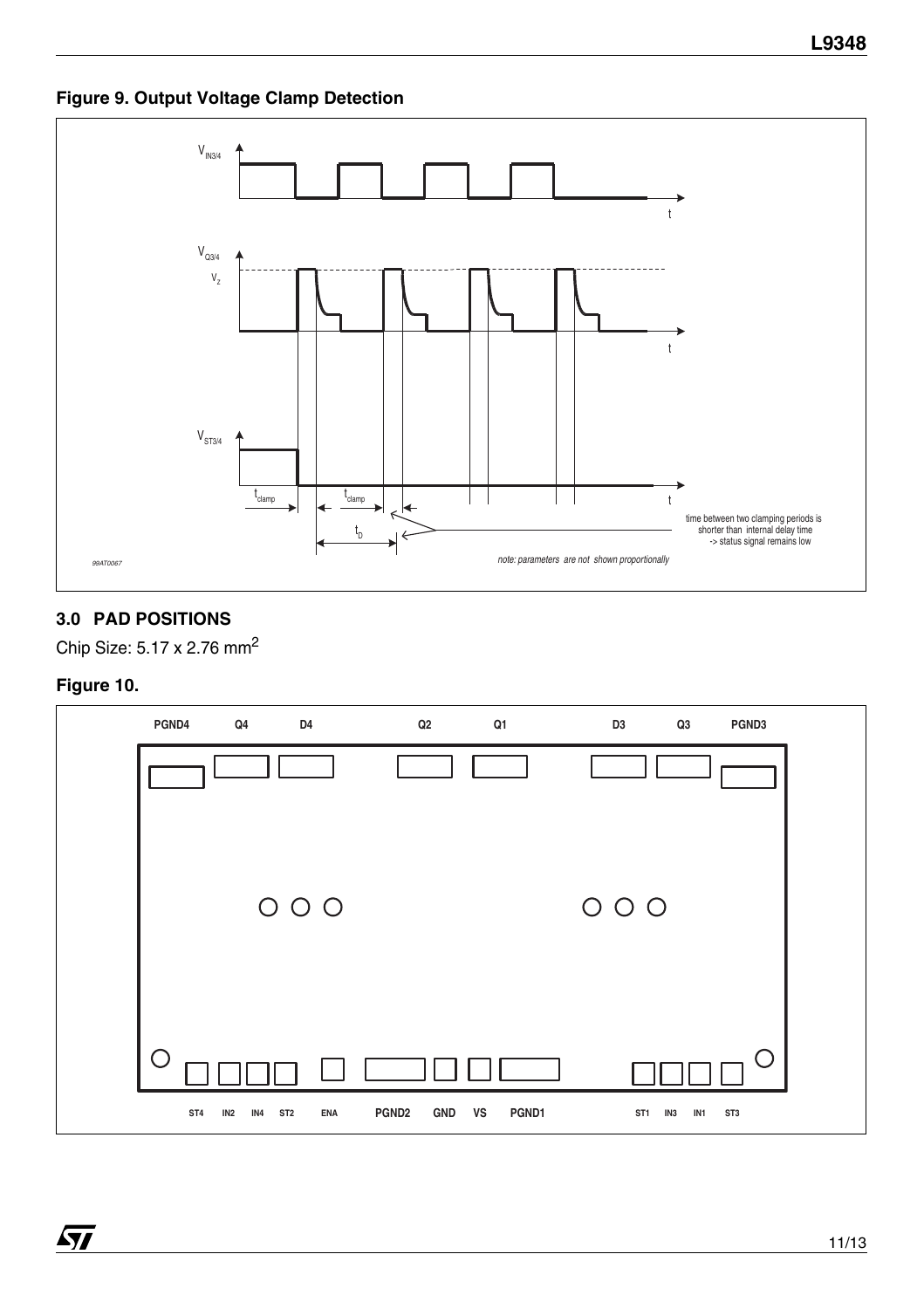**Figure 9. Output Voltage Clamp Detection**

## 3.0 PAD POSITIONS

Chip Size: 5.17 x 2.76 mm$^2$

**Figure 10.**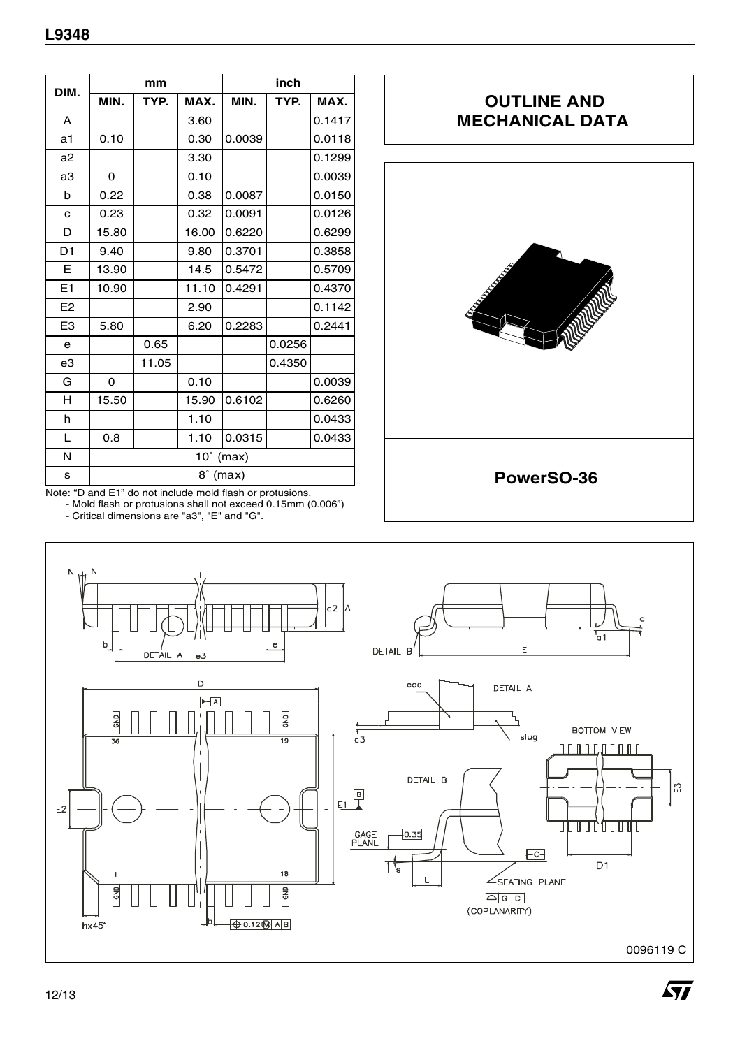| DIM. | mm | | | inch | | |
|---|---|---|---|---|---|---|
| | MIN. | TYP. | MAX. | MIN. | TYP. | MAX. |
| A | | | 3.60 | | | 0.1417 |
| a1 | 0.10 | | 0.30 | 0.0039 | | 0.0118 |
| a2 | | | 3.30 | | | 0.1299 |
| a3 | 0 | | 0.10 | | | 0.0039 |
| b | 0.22 | | 0.38 | 0.0087 | | 0.0150 |
| c | 0.23 | | 0.32 | 0.0091 | | 0.0126 |
| D | 15.80 | | 16.00 | 0.6220 | | 0.6299 |
| D1 | 9.40 | | 9.80 | 0.3701 | | 0.3858 |
| E | 13.90 | | 14.5 | 0.5472 | | 0.5709 |
| E1 | 10.90 | | 11.10 | 0.4291 | | 0.4370 |
| E2 | | | 2.90 | | | 0.1142 |
| E3 | 5.80 | | 6.20 | 0.2283 | | 0.2441 |
| e | | 0.65 | | | 0.0256 | |
| e3 | | 11.05 | | | 0.4350 | |
| G | 0 | | 0.10 | | | 0.0039 |
| H | 15.50 | | 15.90 | 0.6102 | | 0.6260 |
| h | | | 1.10 | | | 0.0433 |
| L | 0.8 | | 1.10 | 0.0315 | | 0.0433 |
| N | 10° (max) | | | | | |
| s | 8° (max) | | | | | |

Note: "D and E1" do not include mold flash or protusions.
- Mold flash or protusions shall not exceed 0.15mm (0.006")
- Critical dimensions are "a3", "E" and "G".

## OUTLINE AND MECHANICAL DATA

**PowerSO-36**

0096119 C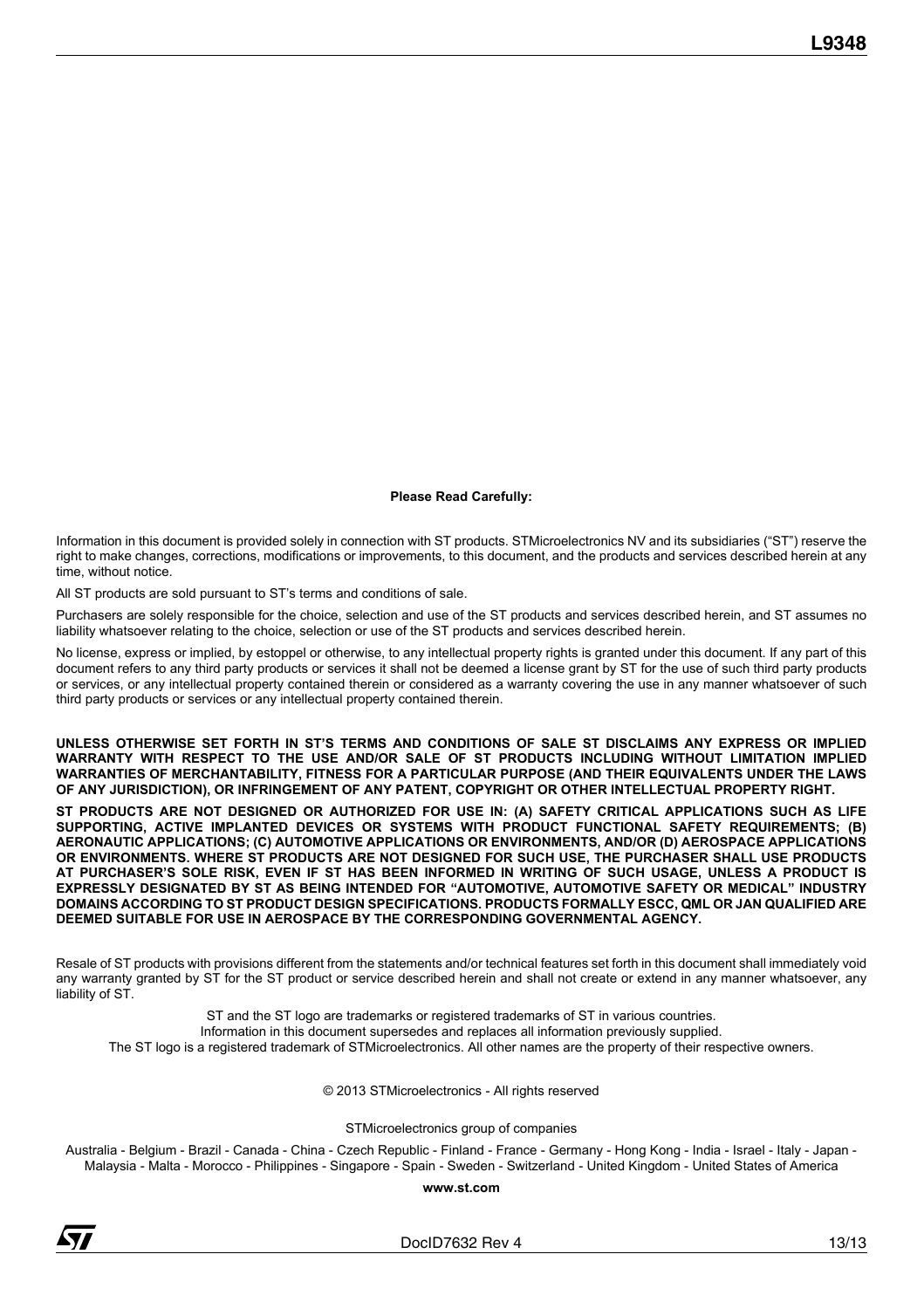**Please Read Carefully:**

Information in this document is provided solely in connection with ST products. STMicroelectronics NV and its subsidiaries (“ST”) reserve the right to make changes, corrections, modifications or improvements, to this document, and the products and services described herein at any time, without notice.

All ST products are sold pursuant to ST’s terms and conditions of sale.

Purchasers are solely responsible for the choice, selection and use of the ST products and services described herein, and ST assumes no liability whatsoever relating to the choice, selection or use of the ST products and services described herein.

No license, express or implied, by estoppel or otherwise, to any intellectual property rights is granted under this document. If any part of this document refers to any third party products or services it shall not be deemed a license grant by ST for the use of such third party products or services, or any intellectual property contained therein or considered as a warranty covering the use in any manner whatsoever of such third party products or services or any intellectual property contained therein.

**UNLESS OTHERWISE SET FORTH IN ST’S TERMS AND CONDITIONS OF SALE ST DISCLAIMS ANY EXPRESS OR IMPLIED WARRANTY WITH RESPECT TO THE USE AND/OR SALE OF ST PRODUCTS INCLUDING WITHOUT LIMITATION IMPLIED WARRANTIES OF MERCHANTABILITY, FITNESS FOR A PARTICULAR PURPOSE (AND THEIR EQUIVALENTS UNDER THE LAWS OF ANY JURISDICTION), OR INFRINGEMENT OF ANY PATENT, COPYRIGHT OR OTHER INTELLECTUAL PROPERTY RIGHT.**

**ST PRODUCTS ARE NOT DESIGNED OR AUTHORIZED FOR USE IN: (A) SAFETY CRITICAL APPLICATIONS SUCH AS LIFE SUPPORTING, ACTIVE IMPLANTED DEVICES OR SYSTEMS WITH PRODUCT FUNCTIONAL SAFETY REQUIREMENTS; (B) AERONAUTIC APPLICATIONS; (C) AUTOMOTIVE APPLICATIONS OR ENVIRONMENTS, AND/OR (D) AEROSPACE APPLICATIONS OR ENVIRONMENTS. WHERE ST PRODUCTS ARE NOT DESIGNED FOR SUCH USE, THE PURCHASER SHALL USE PRODUCTS AT PURCHASER’S SOLE RISK, EVEN IF ST HAS BEEN INFORMED IN WRITING OF SUCH USAGE, UNLESS A PRODUCT IS EXPRESSLY DESIGNATED BY ST AS BEING INTENDED FOR “AUTOMOTIVE, AUTOMOTIVE SAFETY OR MEDICAL” INDUSTRY DOMAINS ACCORDING TO ST PRODUCT DESIGN SPECIFICATIONS. PRODUCTS FORMALLY ESCC, QML OR JAN QUALIFIED ARE DEEMED SUITABLE FOR USE IN AEROSPACE BY THE CORRESPONDING GOVERNMENTAL AGENCY.**

Resale of ST products with provisions different from the statements and/or technical features set forth in this document shall immediately void any warranty granted by ST for the ST product or service described herein and shall not create or extend in any manner whatsoever, any liability of ST.

ST and the ST logo are trademarks or registered trademarks of ST in various countries.
Information in this document supersedes and replaces all information previously supplied.
The ST logo is a registered trademark of STMicroelectronics. All other names are the property of their respective owners.

© 2013 STMicroelectronics - All rights reserved

STMicroelectronics group of companies

Australia - Belgium - Brazil - Canada - China - Czech Republic - Finland - France - Germany - Hong Kong - India - Israel - Italy - Japan - Malaysia - Malta - Morocco - Philippines - Singapore - Spain - Sweden - Switzerland - United Kingdom - United States of America

**www.st.com**